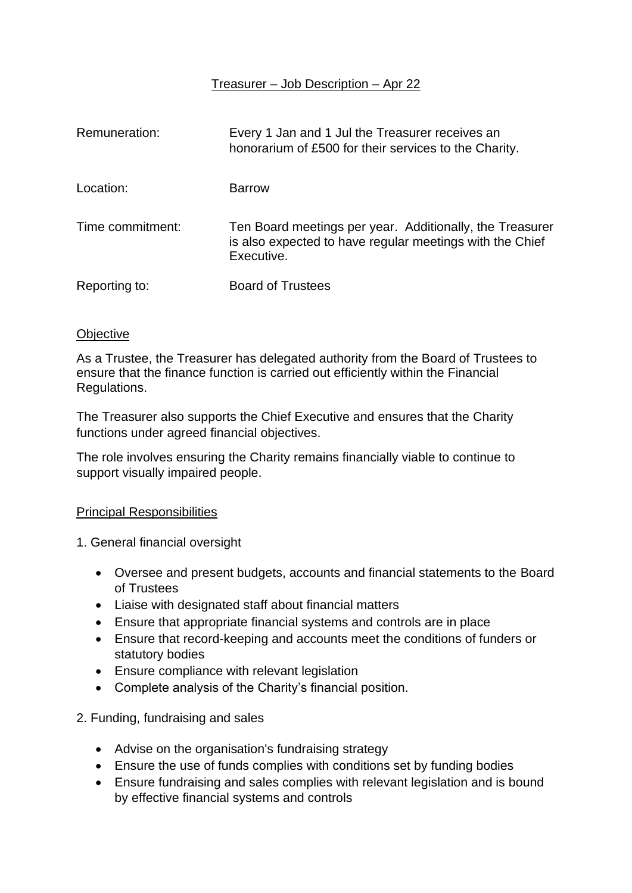# Treasurer – Job Description – Apr 22

| | |
|---|---|
| Remuneration: | Every 1 Jan and 1 Jul the Treasurer receives an honorarium of £500 for their services to the Charity. |
| Location: | Barrow |
| Time commitment: | Ten Board meetings per year. Additionally, the Treasurer is also expected to have regular meetings with the Chief Executive. |
| Reporting to: | Board of Trustees |

## Objective

As a Trustee, the Treasurer has delegated authority from the Board of Trustees to ensure that the finance function is carried out efficiently within the Financial Regulations.

The Treasurer also supports the Chief Executive and ensures that the Charity functions under agreed financial objectives.

The role involves ensuring the Charity remains financially viable to continue to support visually impaired people.

## Principal Responsibilities

1. General financial oversight

- Oversee and present budgets, accounts and financial statements to the Board of Trustees
- Liaise with designated staff about financial matters
- Ensure that appropriate financial systems and controls are in place
- Ensure that record-keeping and accounts meet the conditions of funders or statutory bodies
- Ensure compliance with relevant legislation
- Complete analysis of the Charity's financial position.

2. Funding, fundraising and sales

- Advise on the organisation's fundraising strategy
- Ensure the use of funds complies with conditions set by funding bodies
- Ensure fundraising and sales complies with relevant legislation and is bound by effective financial systems and controls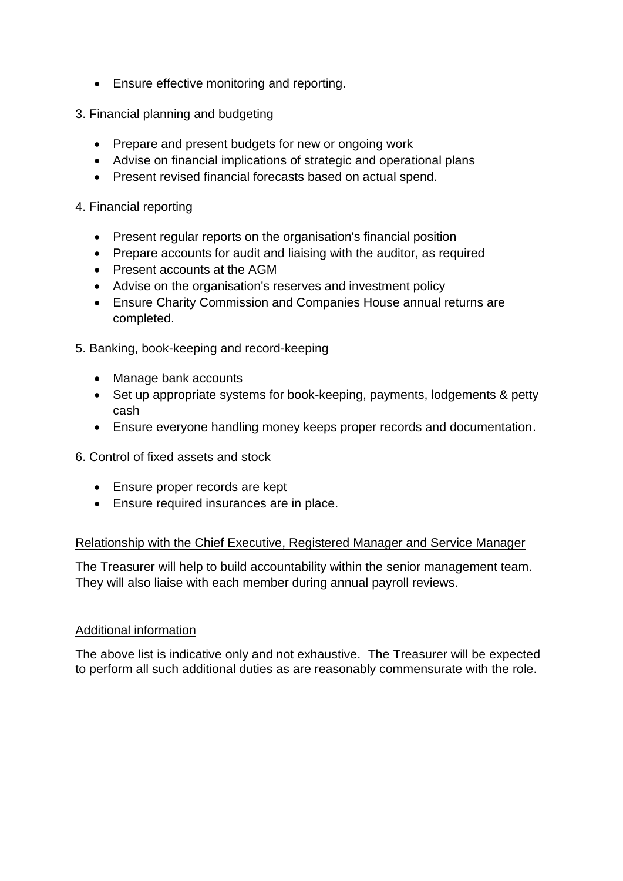- Ensure effective monitoring and reporting.

3. Financial planning and budgeting

- Prepare and present budgets for new or ongoing work
- Advise on financial implications of strategic and operational plans
- Present revised financial forecasts based on actual spend.

4. Financial reporting

- Present regular reports on the organisation's financial position
- Prepare accounts for audit and liaising with the auditor, as required
- Present accounts at the AGM
- Advise on the organisation's reserves and investment policy
- Ensure Charity Commission and Companies House annual returns are completed.

5. Banking, book-keeping and record-keeping

- Manage bank accounts
- Set up appropriate systems for book-keeping, payments, lodgements & petty cash
- Ensure everyone handling money keeps proper records and documentation.

6. Control of fixed assets and stock

- Ensure proper records are kept
- Ensure required insurances are in place.

<u>Relationship with the Chief Executive, Registered Manager and Service Manager</u>

The Treasurer will help to build accountability within the senior management team. They will also liaise with each member during annual payroll reviews.

<u>Additional information</u>

The above list is indicative only and not exhaustive. The Treasurer will be expected to perform all such additional duties as are reasonably commensurate with the role.